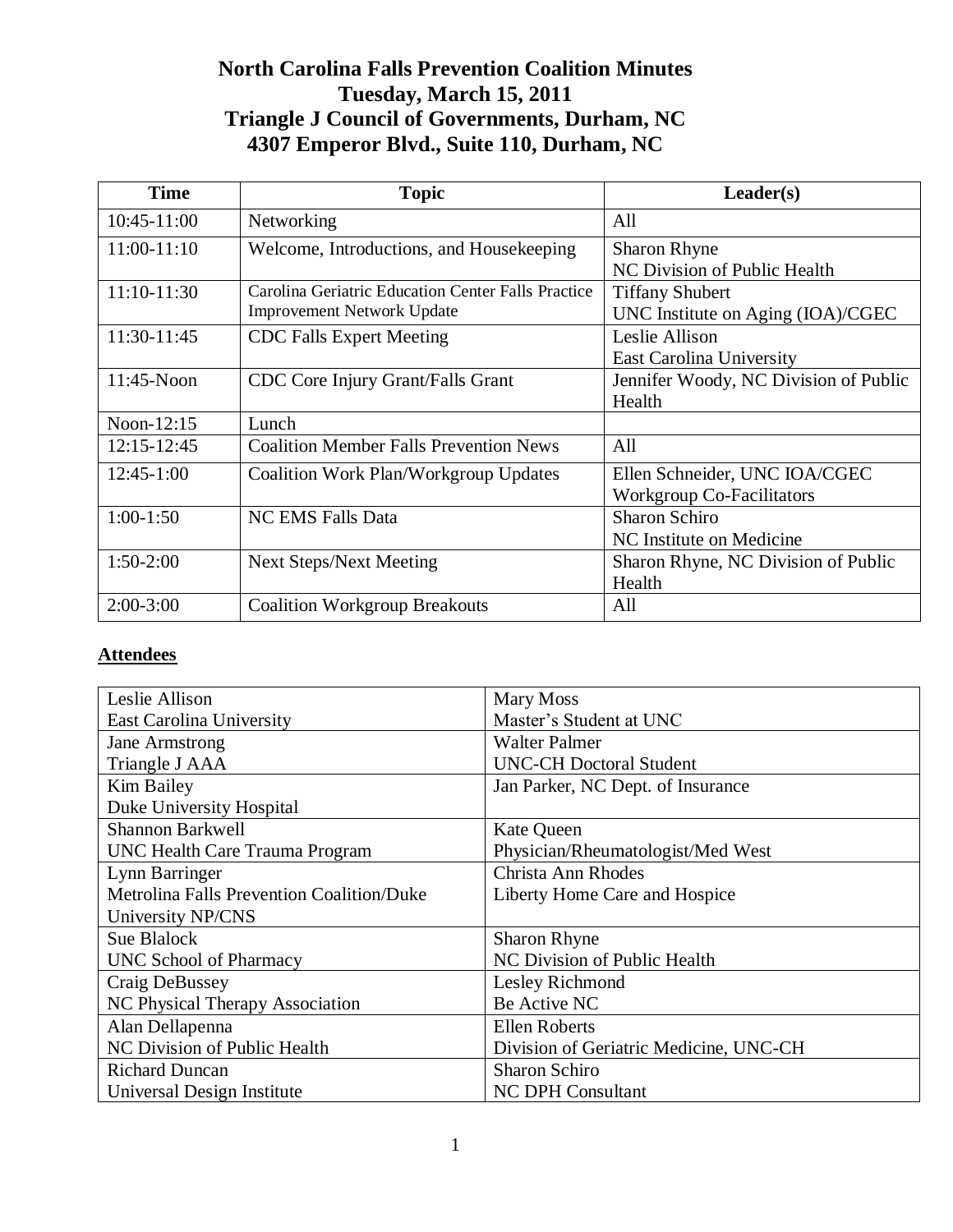# North Carolina Falls Prevention Coalition Minutes
## Tuesday, March 15, 2011
## Triangle J Council of Governments, Durham, NC
## 4307 Emperor Blvd., Suite 110, Durham, NC

| Time | Topic | Leader(s) |
|---|---|---|
| 10:45-11:00 | Networking | All |
| 11:00-11:10 | Welcome, Introductions, and Housekeeping | Sharon Rhyne<br>NC Division of Public Health |
| 11:10-11:30 | Carolina Geriatric Education Center Falls Practice Improvement Network Update | Tiffany Shubert<br>UNC Institute on Aging (IOA)/CGEC |
| 11:30-11:45 | CDC Falls Expert Meeting | Leslie Allison<br>East Carolina University |
| 11:45-Noon | CDC Core Injury Grant/Falls Grant | Jennifer Woody, NC Division of Public Health |
| Noon-12:15 | Lunch | |
| 12:15-12:45 | Coalition Member Falls Prevention News | All |
| 12:45-1:00 | Coalition Work Plan/Workgroup Updates | Ellen Schneider, UNC IOA/CGEC<br>Workgroup Co-Facilitators |
| 1:00-1:50 | NC EMS Falls Data | Sharon Schiro<br>NC Institute on Medicine |
| 1:50-2:00 | Next Steps/Next Meeting | Sharon Rhyne, NC Division of Public Health |
| 2:00-3:00 | Coalition Workgroup Breakouts | All |

**Attendees**

| | |
|---|---|
| Leslie Allison<br>East Carolina University | Mary Moss<br>Master's Student at UNC |
| Jane Armstrong<br>Triangle J AAA | Walter Palmer<br>UNC-CH Doctoral Student |
| Kim Bailey<br>Duke University Hospital | Jan Parker, NC Dept. of Insurance |
| Shannon Barkwell<br>UNC Health Care Trauma Program | Kate Queen<br>Physician/Rheumatologist/Med West |
| Lynn Barringer<br>Metrolina Falls Prevention Coalition/Duke University NP/CNS | Christa Ann Rhodes<br>Liberty Home Care and Hospice |
| Sue Blalock<br>UNC School of Pharmacy | Sharon Rhyne<br>NC Division of Public Health |
| Craig DeBussey<br>NC Physical Therapy Association | Lesley Richmond<br>Be Active NC |
| Alan Dellapenna<br>NC Division of Public Health | Ellen Roberts<br>Division of Geriatric Medicine, UNC-CH |
| Richard Duncan<br>Universal Design Institute | Sharon Schiro<br>NC DPH Consultant |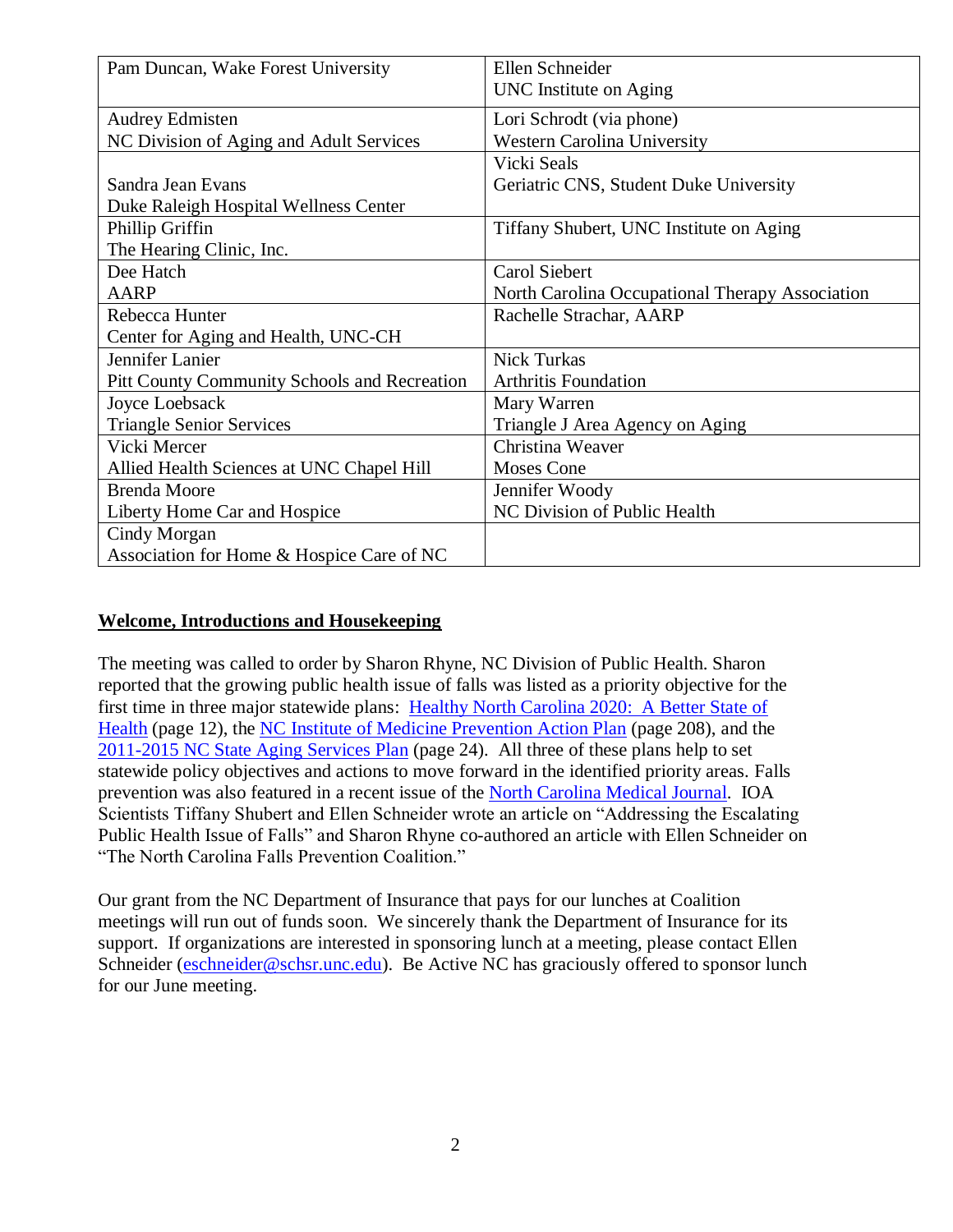| Pam Duncan, Wake Forest University | Ellen Schneider<br>UNC Institute on Aging |
|---|---|
| Audrey Edmisten<br>NC Division of Aging and Adult Services | Lori Schrodt (via phone)<br>Western Carolina University |
| Sandra Jean Evans<br>Duke Raleigh Hospital Wellness Center | Vicki Seals<br>Geriatric CNS, Student Duke University |
| Phillip Griffin<br>The Hearing Clinic, Inc. | Tiffany Shubert, UNC Institute on Aging |
| Dee Hatch<br>AARP | Carol Siebert<br>North Carolina Occupational Therapy Association |
| Rebecca Hunter<br>Center for Aging and Health, UNC-CH | Rachelle Strachar, AARP |
| Jennifer Lanier<br>Pitt County Community Schools and Recreation | Nick Turkas<br>Arthritis Foundation |
| Joyce Loebsack<br>Triangle Senior Services | Mary Warren<br>Triangle J Area Agency on Aging |
| Vicki Mercer<br>Allied Health Sciences at UNC Chapel Hill | Christina Weaver<br>Moses Cone |
| Brenda Moore<br>Liberty Home Car and Hospice | Jennifer Woody<br>NC Division of Public Health |
| Cindy Morgan<br>Association for Home & Hospice Care of NC | |

## Welcome, Introductions and Housekeeping

The meeting was called to order by Sharon Rhyne, NC Division of Public Health. Sharon reported that the growing public health issue of falls was listed as a priority objective for the first time in three major statewide plans: Healthy North Carolina 2020: A Better State of Health (page 12), the NC Institute of Medicine Prevention Action Plan (page 208), and the 2011-2015 NC State Aging Services Plan (page 24). All three of these plans help to set statewide policy objectives and actions to move forward in the identified priority areas. Falls prevention was also featured in a recent issue of the North Carolina Medical Journal. IOA Scientists Tiffany Shubert and Ellen Schneider wrote an article on "Addressing the Escalating Public Health Issue of Falls" and Sharon Rhyne co-authored an article with Ellen Schneider on "The North Carolina Falls Prevention Coalition."

Our grant from the NC Department of Insurance that pays for our lunches at Coalition meetings will run out of funds soon. We sincerely thank the Department of Insurance for its support. If organizations are interested in sponsoring lunch at a meeting, please contact Ellen Schneider (eschneider@schsr.unc.edu). Be Active NC has graciously offered to sponsor lunch for our June meeting.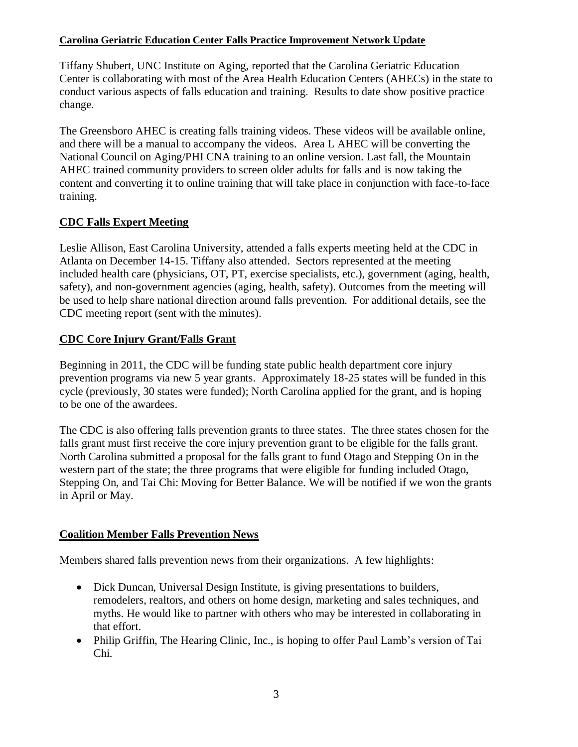**Carolina Geriatric Education Center Falls Practice Improvement Network Update**

Tiffany Shubert, UNC Institute on Aging, reported that the Carolina Geriatric Education Center is collaborating with most of the Area Health Education Centers (AHECs) in the state to conduct various aspects of falls education and training. Results to date show positive practice change.

The Greensboro AHEC is creating falls training videos. These videos will be available online, and there will be a manual to accompany the videos. Area L AHEC will be converting the National Council on Aging/PHI CNA training to an online version. Last fall, the Mountain AHEC trained community providers to screen older adults for falls and is now taking the content and converting it to online training that will take place in conjunction with face-to-face training.

## CDC Falls Expert Meeting

Leslie Allison, East Carolina University, attended a falls experts meeting held at the CDC in Atlanta on December 14-15. Tiffany also attended. Sectors represented at the meeting included health care (physicians, OT, PT, exercise specialists, etc.), government (aging, health, safety), and non-government agencies (aging, health, safety). Outcomes from the meeting will be used to help share national direction around falls prevention. For additional details, see the CDC meeting report (sent with the minutes).

## CDC Core Injury Grant/Falls Grant

Beginning in 2011, the CDC will be funding state public health department core injury prevention programs via new 5 year grants. Approximately 18-25 states will be funded in this cycle (previously, 30 states were funded); North Carolina applied for the grant, and is hoping to be one of the awardees.

The CDC is also offering falls prevention grants to three states. The three states chosen for the falls grant must first receive the core injury prevention grant to be eligible for the falls grant. North Carolina submitted a proposal for the falls grant to fund Otago and Stepping On in the western part of the state; the three programs that were eligible for funding included Otago, Stepping On, and Tai Chi: Moving for Better Balance. We will be notified if we won the grants in April or May.

## Coalition Member Falls Prevention News

Members shared falls prevention news from their organizations. A few highlights:

- Dick Duncan, Universal Design Institute, is giving presentations to builders, remodelers, realtors, and others on home design, marketing and sales techniques, and myths. He would like to partner with others who may be interested in collaborating in that effort.
- Philip Griffin, The Hearing Clinic, Inc., is hoping to offer Paul Lamb's version of Tai Chi.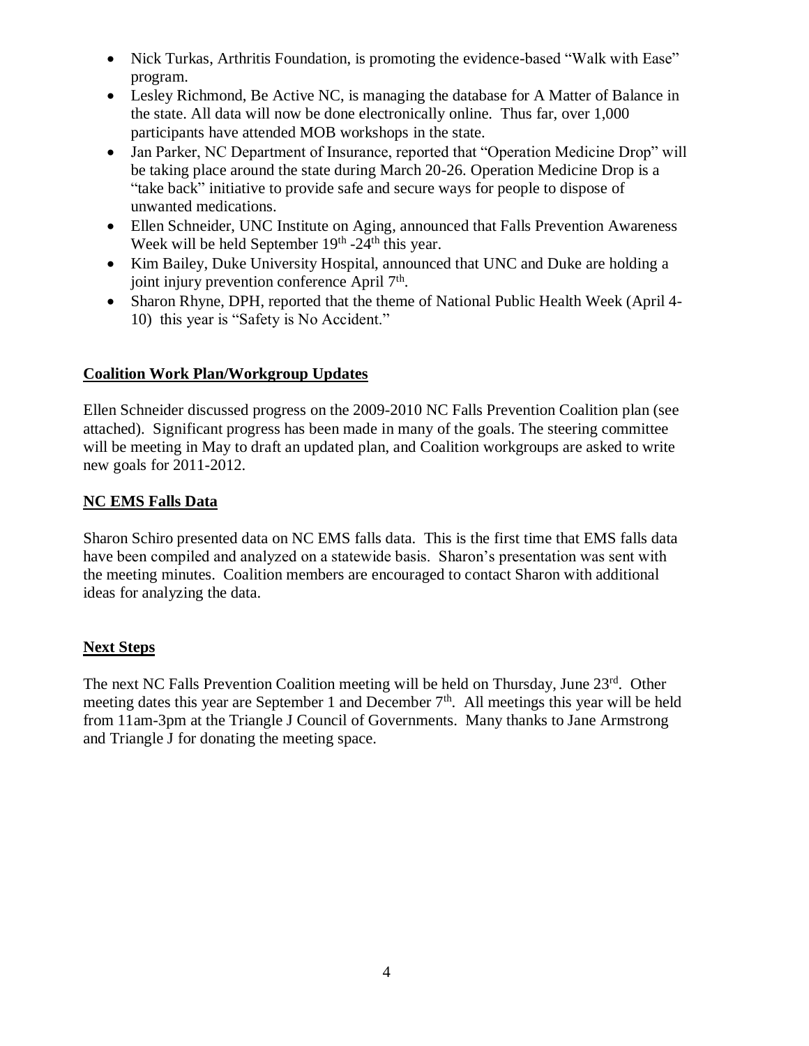- Nick Turkas, Arthritis Foundation, is promoting the evidence-based "Walk with Ease" program.
- Lesley Richmond, Be Active NC, is managing the database for A Matter of Balance in the state. All data will now be done electronically online. Thus far, over 1,000 participants have attended MOB workshops in the state.
- Jan Parker, NC Department of Insurance, reported that "Operation Medicine Drop" will be taking place around the state during March 20-26. Operation Medicine Drop is a "take back" initiative to provide safe and secure ways for people to dispose of unwanted medications.
- Ellen Schneider, UNC Institute on Aging, announced that Falls Prevention Awareness Week will be held September 19th -24th this year.
- Kim Bailey, Duke University Hospital, announced that UNC and Duke are holding a joint injury prevention conference April 7th.
- Sharon Rhyne, DPH, reported that the theme of National Public Health Week (April 4-10) this year is "Safety is No Accident."

**Coalition Work Plan/Workgroup Updates**

Ellen Schneider discussed progress on the 2009-2010 NC Falls Prevention Coalition plan (see attached). Significant progress has been made in many of the goals. The steering committee will be meeting in May to draft an updated plan, and Coalition workgroups are asked to write new goals for 2011-2012.

**NC EMS Falls Data**

Sharon Schiro presented data on NC EMS falls data. This is the first time that EMS falls data have been compiled and analyzed on a statewide basis. Sharon's presentation was sent with the meeting minutes. Coalition members are encouraged to contact Sharon with additional ideas for analyzing the data.

**Next Steps**

The next NC Falls Prevention Coalition meeting will be held on Thursday, June 23rd. Other meeting dates this year are September 1 and December 7th. All meetings this year will be held from 11am-3pm at the Triangle J Council of Governments. Many thanks to Jane Armstrong and Triangle J for donating the meeting space.